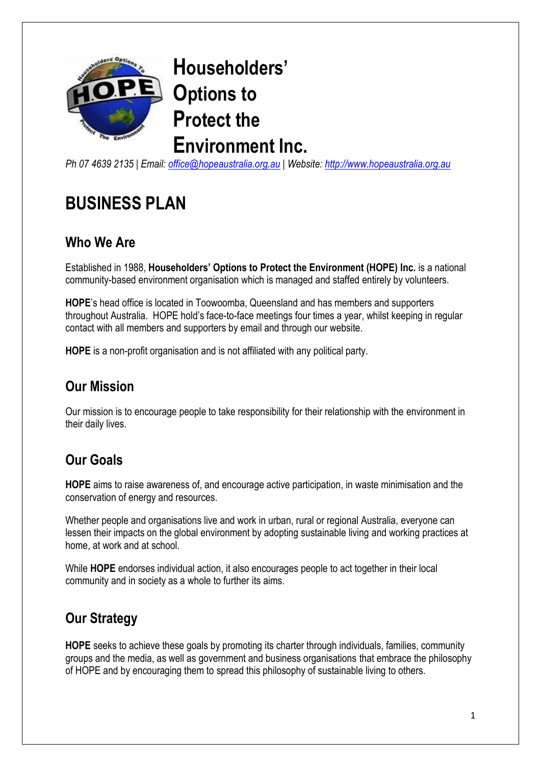# Householders' Options to Protect the Environment Inc.

*Ph 07 4639 2135 | Email: office@hopeaustralia.org.au | Website: http://www.hopeaustralia.org.au*

# BUSINESS PLAN

## Who We Are

Established in 1988, **Householders' Options to Protect the Environment (HOPE) Inc.** is a national community-based environment organisation which is managed and staffed entirely by volunteers.

**HOPE**'s head office is located in Toowoomba, Queensland and has members and supporters throughout Australia. HOPE hold's face-to-face meetings four times a year, whilst keeping in regular contact with all members and supporters by email and through our website.

**HOPE** is a non-profit organisation and is not affiliated with any political party.

## Our Mission

Our mission is to encourage people to take responsibility for their relationship with the environment in their daily lives.

## Our Goals

**HOPE** aims to raise awareness of, and encourage active participation, in waste minimisation and the conservation of energy and resources.

Whether people and organisations live and work in urban, rural or regional Australia, everyone can lessen their impacts on the global environment by adopting sustainable living and working practices at home, at work and at school.

While **HOPE** endorses individual action, it also encourages people to act together in their local community and in society as a whole to further its aims.

## Our Strategy

**HOPE** seeks to achieve these goals by promoting its charter through individuals, families, community groups and the media, as well as government and business organisations that embrace the philosophy of HOPE and by encouraging them to spread this philosophy of sustainable living to others.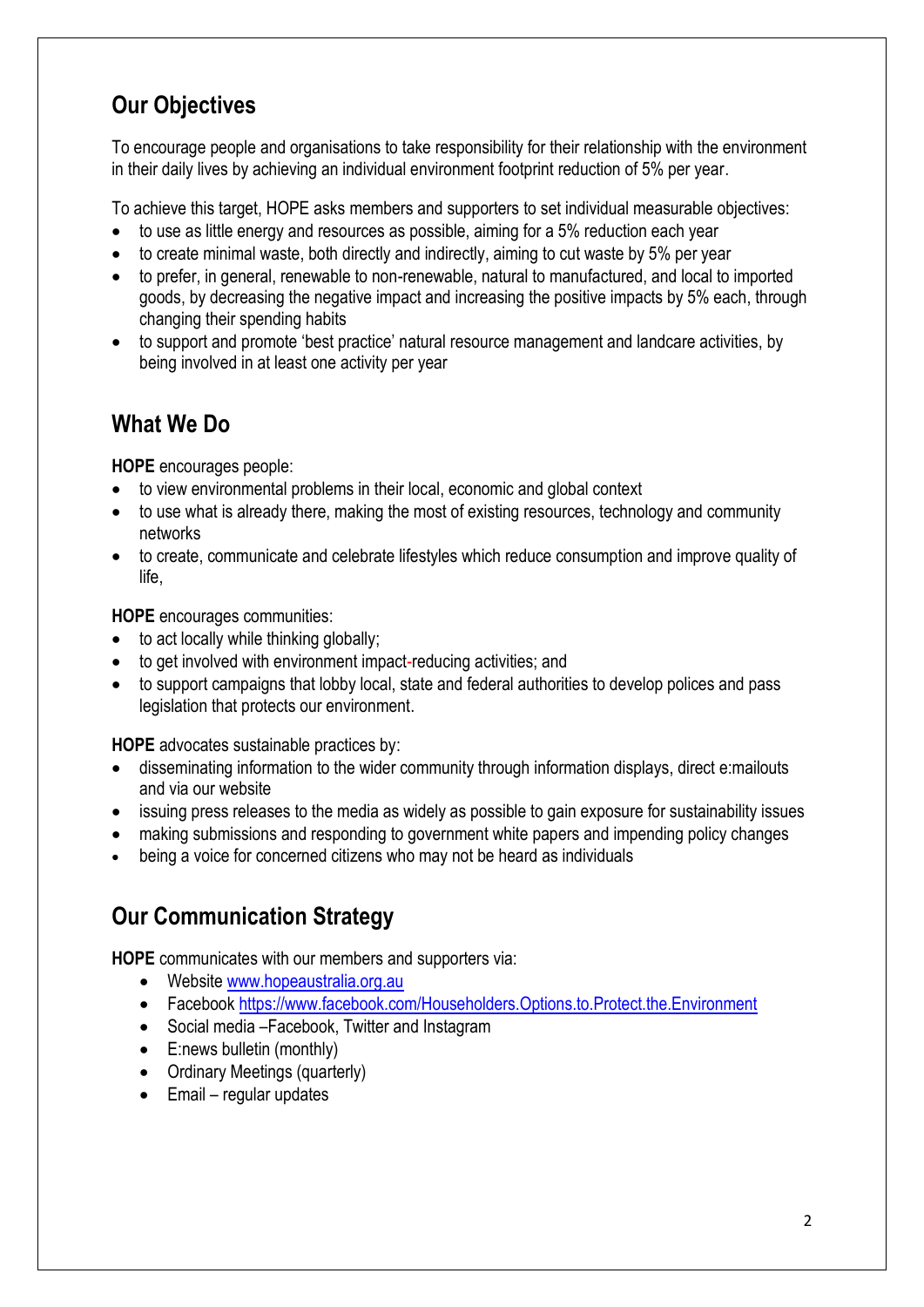## Our Objectives

To encourage people and organisations to take responsibility for their relationship with the environment in their daily lives by achieving an individual environment footprint reduction of 5% per year.

To achieve this target, HOPE asks members and supporters to set individual measurable objectives:

- to use as little energy and resources as possible, aiming for a 5% reduction each year
- to create minimal waste, both directly and indirectly, aiming to cut waste by 5% per year
- to prefer, in general, renewable to non-renewable, natural to manufactured, and local to imported goods, by decreasing the negative impact and increasing the positive impacts by 5% each, through changing their spending habits
- to support and promote 'best practice' natural resource management and landcare activities, by being involved in at least one activity per year

## What We Do

**HOPE** encourages people:

- to view environmental problems in their local, economic and global context
- to use what is already there, making the most of existing resources, technology and community networks
- to create, communicate and celebrate lifestyles which reduce consumption and improve quality of life,

**HOPE** encourages communities:

- to act locally while thinking globally;
- to get involved with environment impact-reducing activities; and
- to support campaigns that lobby local, state and federal authorities to develop polices and pass legislation that protects our environment.

**HOPE** advocates sustainable practices by:

- disseminating information to the wider community through information displays, direct e:mailouts and via our website
- issuing press releases to the media as widely as possible to gain exposure for sustainability issues
- making submissions and responding to government white papers and impending policy changes
- being a voice for concerned citizens who may not be heard as individuals

## Our Communication Strategy

**HOPE** communicates with our members and supporters via:

- Website www.hopeaustralia.org.au
- Facebook https://www.facebook.com/Householders.Options.to.Protect.the.Environment
- Social media –Facebook, Twitter and Instagram
- E:news bulletin (monthly)
- Ordinary Meetings (quarterly)
- Email – regular updates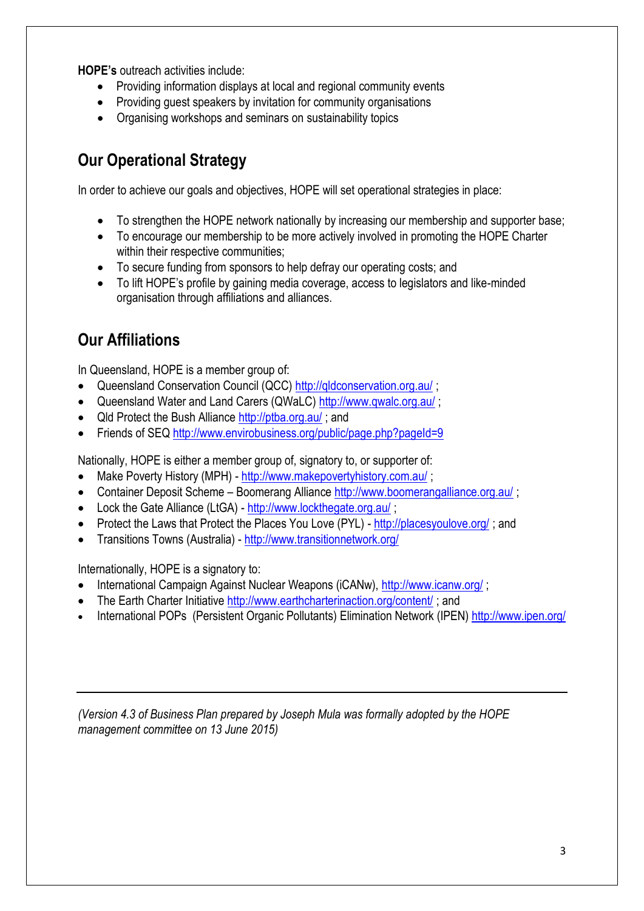**HOPE's** outreach activities include:

- Providing information displays at local and regional community events
- Providing guest speakers by invitation for community organisations
- Organising workshops and seminars on sustainability topics

## Our Operational Strategy

In order to achieve our goals and objectives, HOPE will set operational strategies in place:

- To strengthen the HOPE network nationally by increasing our membership and supporter base;
- To encourage our membership to be more actively involved in promoting the HOPE Charter within their respective communities;
- To secure funding from sponsors to help defray our operating costs; and
- To lift HOPE's profile by gaining media coverage, access to legislators and like-minded organisation through affiliations and alliances.

## Our Affiliations

In Queensland, HOPE is a member group of:

- Queensland Conservation Council (QCC) http://qldconservation.org.au/ ;
- Queensland Water and Land Carers (QWaLC) http://www.qwalc.org.au/ ;
- Qld Protect the Bush Alliance http://ptba.org.au/ ; and
- Friends of SEQ http://www.envirobusiness.org/public/page.php?pageId=9

Nationally, HOPE is either a member group of, signatory to, or supporter of:

- Make Poverty History (MPH) - http://www.makepovertyhistory.com.au/ ;
- Container Deposit Scheme – Boomerang Alliance http://www.boomerangalliance.org.au/ ;
- Lock the Gate Alliance (LtGA) - http://www.lockthegate.org.au/ ;
- Protect the Laws that Protect the Places You Love (PYL) - http://placesyoulove.org/ ; and
- Transitions Towns (Australia) - http://www.transitionnetwork.org/

Internationally, HOPE is a signatory to:

- International Campaign Against Nuclear Weapons (iCANw), http://www.icanw.org/ ;
- The Earth Charter Initiative http://www.earthcharterinaction.org/content/ ; and
- International POPs (Persistent Organic Pollutants) Elimination Network (IPEN) http://www.ipen.org/

---

*(Version 4.3 of Business Plan prepared by Joseph Mula was formally adopted by the HOPE management committee on 13 June 2015)*